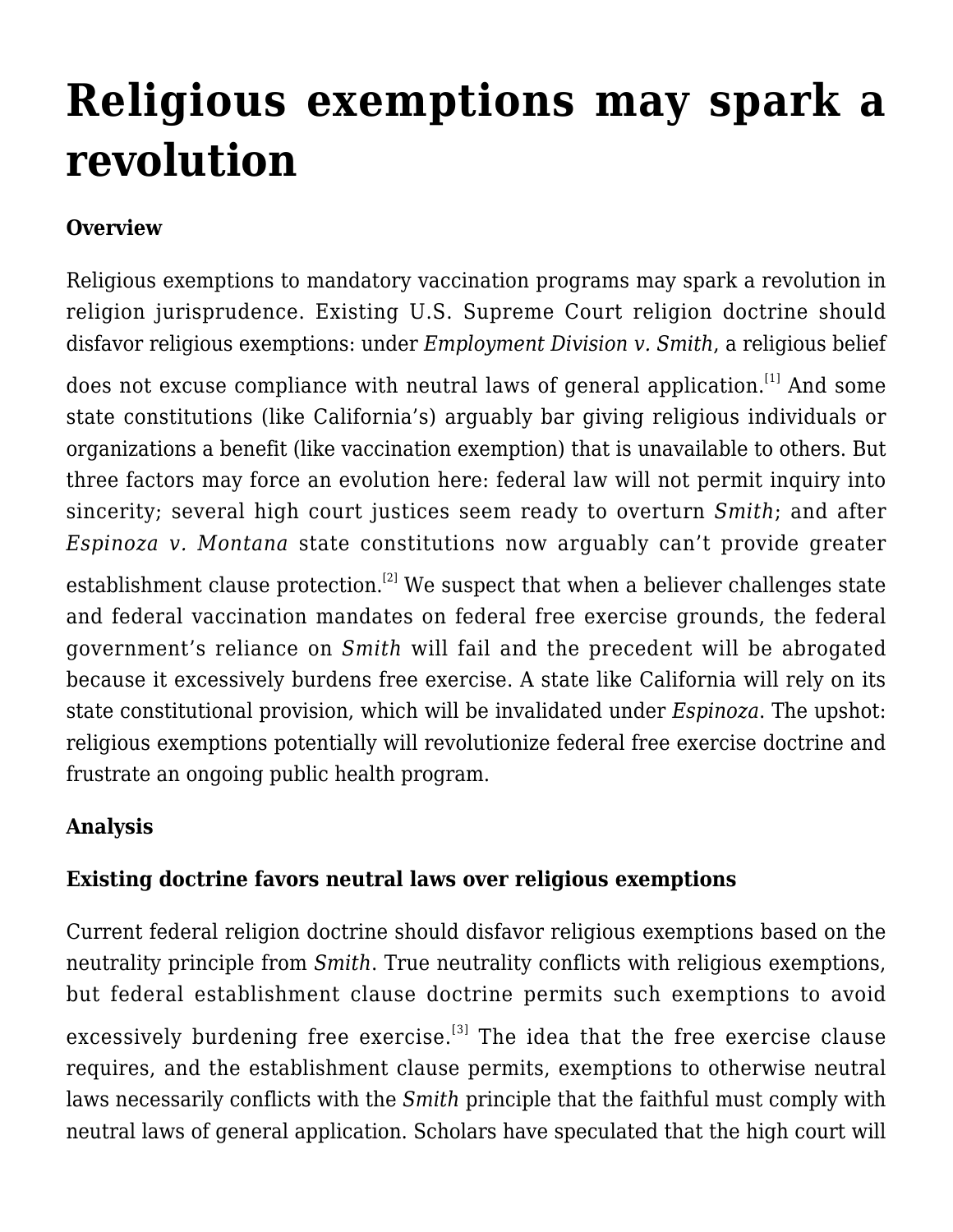# Religious exemptions may spark a revolution

**Overview**

Religious exemptions to mandatory vaccination programs may spark a revolution in religion jurisprudence. Existing U.S. Supreme Court religion doctrine should disfavor religious exemptions: under *Employment Division v. Smith*, a religious belief does not excuse compliance with neutral laws of general application.[1] And some state constitutions (like California's) arguably bar giving religious individuals or organizations a benefit (like vaccination exemption) that is unavailable to others. But three factors may force an evolution here: federal law will not permit inquiry into sincerity; several high court justices seem ready to overturn *Smith*; and after *Espinoza v. Montana* state constitutions now arguably can't provide greater establishment clause protection.[2] We suspect that when a believer challenges state and federal vaccination mandates on federal free exercise grounds, the federal government's reliance on *Smith* will fail and the precedent will be abrogated because it excessively burdens free exercise. A state like California will rely on its state constitutional provision, which will be invalidated under *Espinoza*. The upshot: religious exemptions potentially will revolutionize federal free exercise doctrine and frustrate an ongoing public health program.

**Analysis**

**Existing doctrine favors neutral laws over religious exemptions**

Current federal religion doctrine should disfavor religious exemptions based on the neutrality principle from *Smith*. True neutrality conflicts with religious exemptions, but federal establishment clause doctrine permits such exemptions to avoid excessively burdening free exercise.[3] The idea that the free exercise clause requires, and the establishment clause permits, exemptions to otherwise neutral laws necessarily conflicts with the *Smith* principle that the faithful must comply with neutral laws of general application. Scholars have speculated that the high court will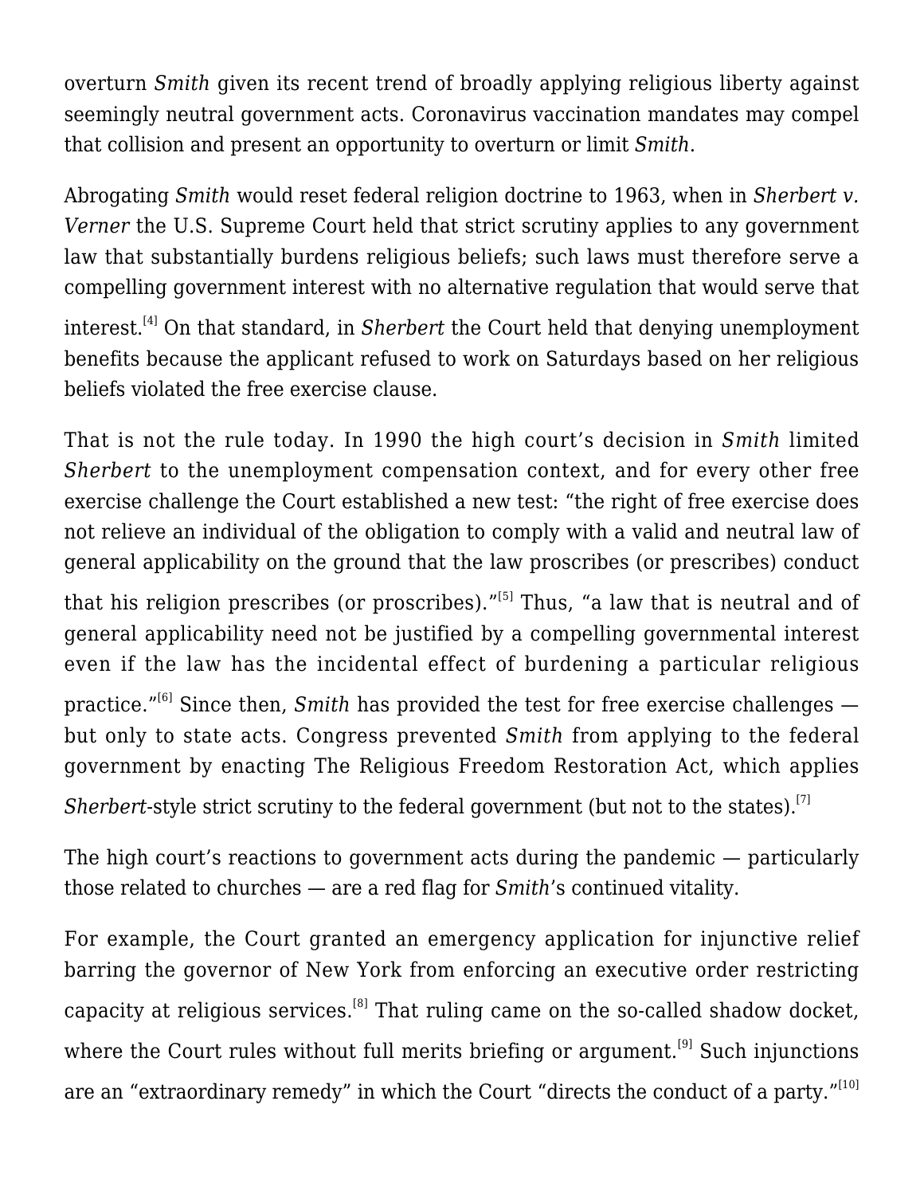overturn *Smith* given its recent trend of broadly applying religious liberty against seemingly neutral government acts. Coronavirus vaccination mandates may compel that collision and present an opportunity to overturn or limit *Smith*.

Abrogating *Smith* would reset federal religion doctrine to 1963, when in *Sherbert v. Verner* the U.S. Supreme Court held that strict scrutiny applies to any government law that substantially burdens religious beliefs; such laws must therefore serve a compelling government interest with no alternative regulation that would serve that interest.[4] On that standard, in *Sherbert* the Court held that denying unemployment benefits because the applicant refused to work on Saturdays based on her religious beliefs violated the free exercise clause.

That is not the rule today. In 1990 the high court's decision in *Smith* limited *Sherbert* to the unemployment compensation context, and for every other free exercise challenge the Court established a new test: "the right of free exercise does not relieve an individual of the obligation to comply with a valid and neutral law of general applicability on the ground that the law proscribes (or prescribes) conduct that his religion prescribes (or proscribes)."[5] Thus, "a law that is neutral and of general applicability need not be justified by a compelling governmental interest even if the law has the incidental effect of burdening a particular religious practice."[6] Since then, *Smith* has provided the test for free exercise challenges — but only to state acts. Congress prevented *Smith* from applying to the federal government by enacting The Religious Freedom Restoration Act, which applies *Sherbert*-style strict scrutiny to the federal government (but not to the states).[7]

The high court's reactions to government acts during the pandemic — particularly those related to churches — are a red flag for *Smith*'s continued vitality.

For example, the Court granted an emergency application for injunctive relief barring the governor of New York from enforcing an executive order restricting capacity at religious services.[8] That ruling came on the so-called shadow docket, where the Court rules without full merits briefing or argument.[9] Such injunctions are an "extraordinary remedy" in which the Court "directs the conduct of a party."[10]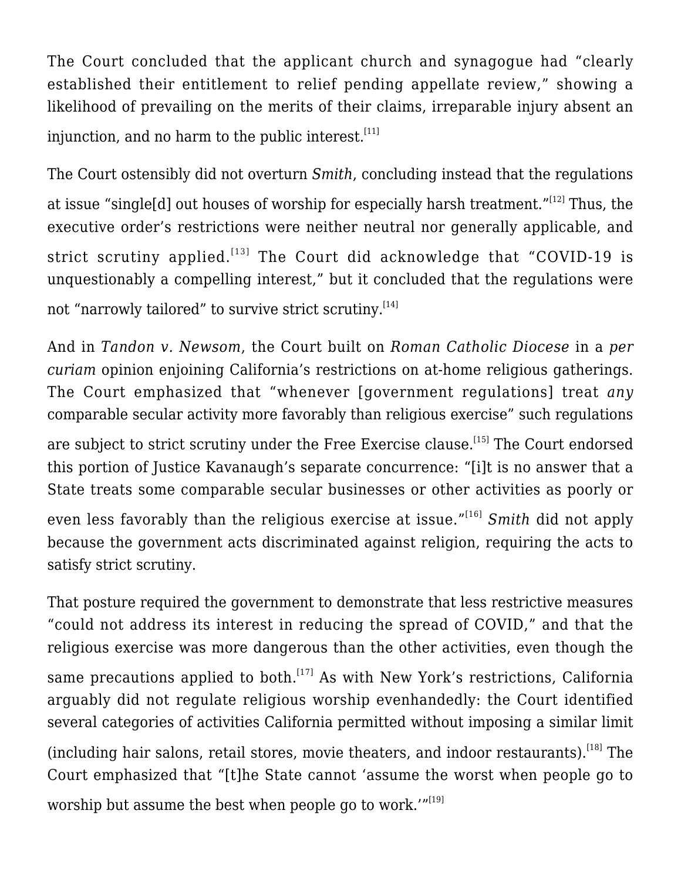The Court concluded that the applicant church and synagogue had "clearly established their entitlement to relief pending appellate review," showing a likelihood of prevailing on the merits of their claims, irreparable injury absent an injunction, and no harm to the public interest.[11]

The Court ostensibly did not overturn *Smith*, concluding instead that the regulations at issue "single[d] out houses of worship for especially harsh treatment."[12] Thus, the executive order's restrictions were neither neutral nor generally applicable, and strict scrutiny applied.[13] The Court did acknowledge that "COVID-19 is unquestionably a compelling interest," but it concluded that the regulations were not "narrowly tailored" to survive strict scrutiny.[14]

And in *Tandon v. Newsom*, the Court built on *Roman Catholic Diocese* in a *per curiam* opinion enjoining California's restrictions on at-home religious gatherings. The Court emphasized that "whenever [government regulations] treat *any* comparable secular activity more favorably than religious exercise" such regulations are subject to strict scrutiny under the Free Exercise clause.[15] The Court endorsed this portion of Justice Kavanaugh's separate concurrence: "[i]t is no answer that a State treats some comparable secular businesses or other activities as poorly or even less favorably than the religious exercise at issue."[16] *Smith* did not apply because the government acts discriminated against religion, requiring the acts to satisfy strict scrutiny.

That posture required the government to demonstrate that less restrictive measures "could not address its interest in reducing the spread of COVID," and that the religious exercise was more dangerous than the other activities, even though the same precautions applied to both.[17] As with New York's restrictions, California arguably did not regulate religious worship evenhandedly: the Court identified several categories of activities California permitted without imposing a similar limit (including hair salons, retail stores, movie theaters, and indoor restaurants).[18] The Court emphasized that "[t]he State cannot 'assume the worst when people go to worship but assume the best when people go to work.'"[19]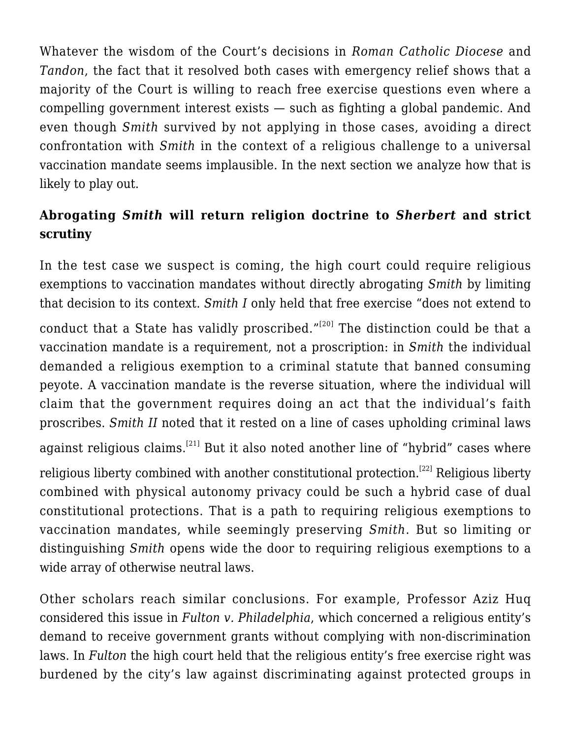Whatever the wisdom of the Court's decisions in *Roman Catholic Diocese* and *Tandon*, the fact that it resolved both cases with emergency relief shows that a majority of the Court is willing to reach free exercise questions even where a compelling government interest exists — such as fighting a global pandemic. And even though *Smith* survived by not applying in those cases, avoiding a direct confrontation with *Smith* in the context of a religious challenge to a universal vaccination mandate seems implausible. In the next section we analyze how that is likely to play out.

## Abrogating *Smith* will return religion doctrine to *Sherbert* and strict scrutiny

In the test case we suspect is coming, the high court could require religious exemptions to vaccination mandates without directly abrogating *Smith* by limiting that decision to its context. *Smith I* only held that free exercise "does not extend to conduct that a State has validly proscribed."[20] The distinction could be that a vaccination mandate is a requirement, not a proscription: in *Smith* the individual demanded a religious exemption to a criminal statute that banned consuming peyote. A vaccination mandate is the reverse situation, where the individual will claim that the government requires doing an act that the individual's faith proscribes. *Smith II* noted that it rested on a line of cases upholding criminal laws against religious claims.[21] But it also noted another line of "hybrid" cases where religious liberty combined with another constitutional protection.[22] Religious liberty combined with physical autonomy privacy could be such a hybrid case of dual constitutional protections. That is a path to requiring religious exemptions to vaccination mandates, while seemingly preserving *Smith*. But so limiting or distinguishing *Smith* opens wide the door to requiring religious exemptions to a wide array of otherwise neutral laws.

Other scholars reach similar conclusions. For example, Professor Aziz Huq considered this issue in *Fulton v. Philadelphia*, which concerned a religious entity's demand to receive government grants without complying with non-discrimination laws. In *Fulton* the high court held that the religious entity's free exercise right was burdened by the city's law against discriminating against protected groups in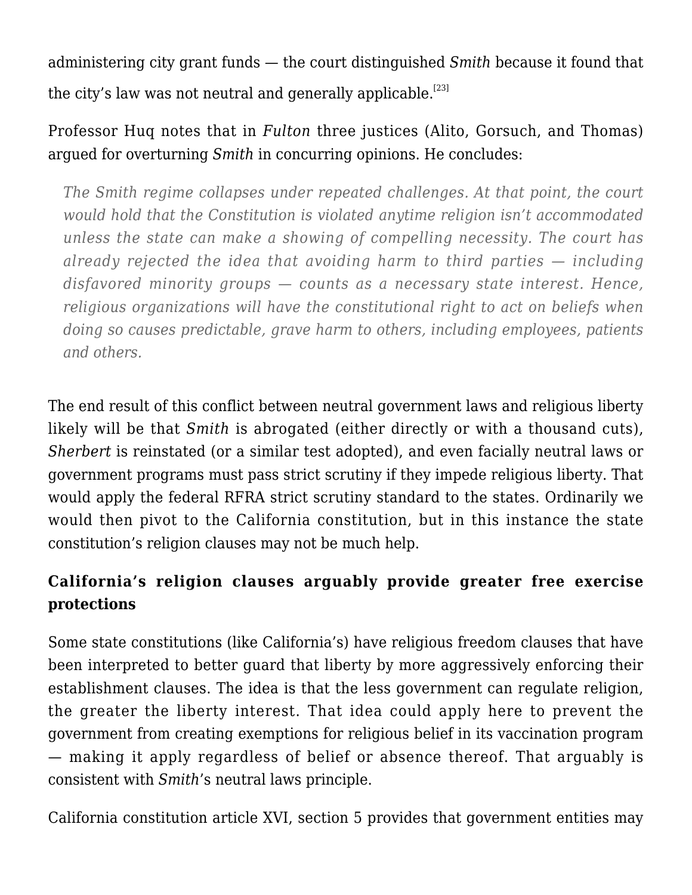administering city grant funds — the court distinguished *Smith* because it found that the city's law was not neutral and generally applicable.[23]

Professor Huq notes that in *Fulton* three justices (Alito, Gorsuch, and Thomas) argued for overturning *Smith* in concurring opinions. He concludes:

> *The Smith regime collapses under repeated challenges. At that point, the court would hold that the Constitution is violated anytime religion isn't accommodated unless the state can make a showing of compelling necessity. The court has already rejected the idea that avoiding harm to third parties — including disfavored minority groups — counts as a necessary state interest. Hence, religious organizations will have the constitutional right to act on beliefs when doing so causes predictable, grave harm to others, including employees, patients and others.*

The end result of this conflict between neutral government laws and religious liberty likely will be that *Smith* is abrogated (either directly or with a thousand cuts), *Sherbert* is reinstated (or a similar test adopted), and even facially neutral laws or government programs must pass strict scrutiny if they impede religious liberty. That would apply the federal RFRA strict scrutiny standard to the states. Ordinarily we would then pivot to the California constitution, but in this instance the state constitution's religion clauses may not be much help.

### California's religion clauses arguably provide greater free exercise protections

Some state constitutions (like California's) have religious freedom clauses that have been interpreted to better guard that liberty by more aggressively enforcing their establishment clauses. The idea is that the less government can regulate religion, the greater the liberty interest. That idea could apply here to prevent the government from creating exemptions for religious belief in its vaccination program — making it apply regardless of belief or absence thereof. That arguably is consistent with *Smith*'s neutral laws principle.

California constitution article XVI, section 5 provides that government entities may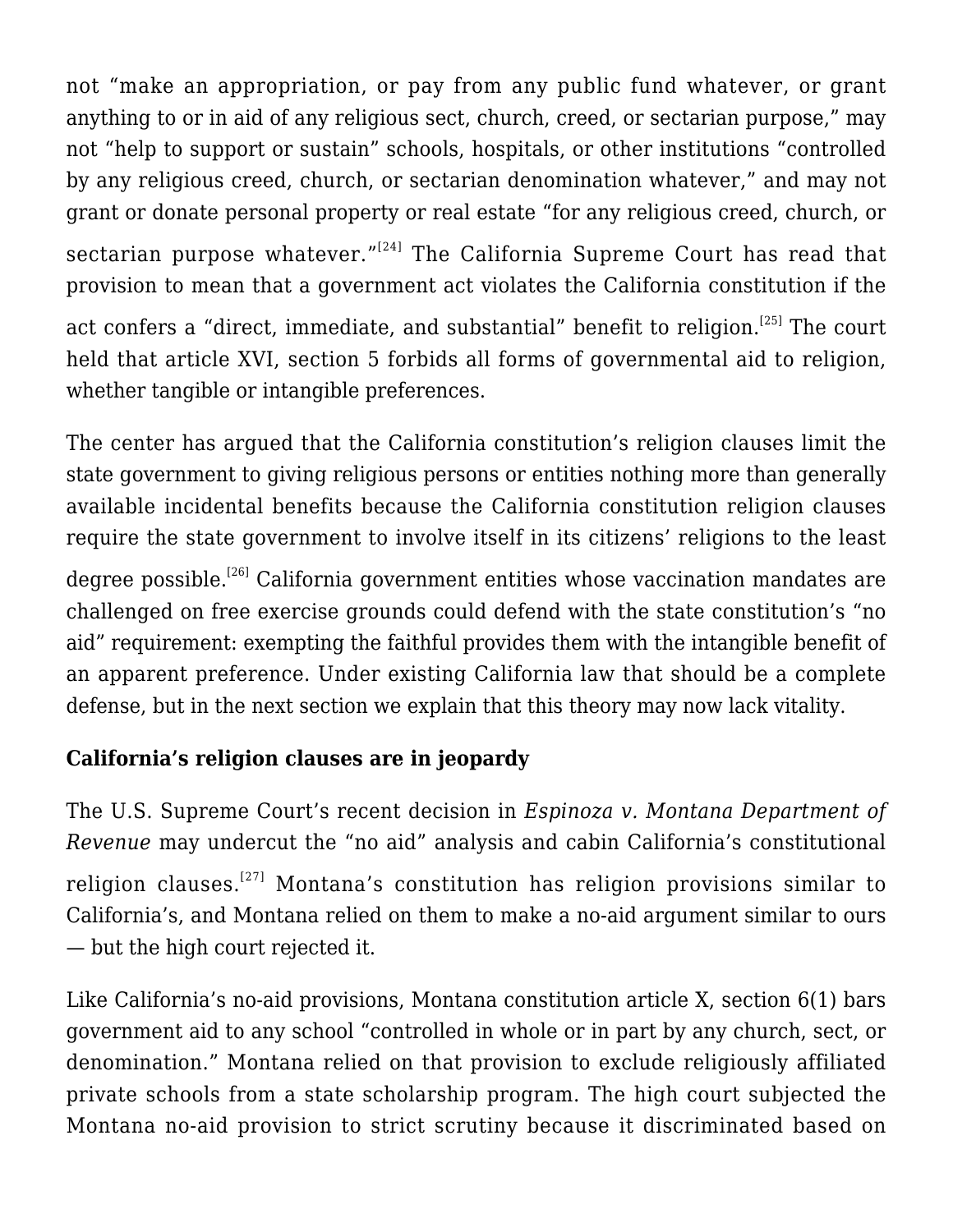not “make an appropriation, or pay from any public fund whatever, or grant anything to or in aid of any religious sect, church, creed, or sectarian purpose,” may not “help to support or sustain” schools, hospitals, or other institutions “controlled by any religious creed, church, or sectarian denomination whatever,” and may not grant or donate personal property or real estate “for any religious creed, church, or sectarian purpose whatever.”[24] The California Supreme Court has read that provision to mean that a government act violates the California constitution if the act confers a “direct, immediate, and substantial” benefit to religion.[25] The court held that article XVI, section 5 forbids all forms of governmental aid to religion, whether tangible or intangible preferences.

The center has argued that the California constitution’s religion clauses limit the state government to giving religious persons or entities nothing more than generally available incidental benefits because the California constitution religion clauses require the state government to involve itself in its citizens’ religions to the least degree possible.[26] California government entities whose vaccination mandates are challenged on free exercise grounds could defend with the state constitution’s “no aid” requirement: exempting the faithful provides them with the intangible benefit of an apparent preference. Under existing California law that should be a complete defense, but in the next section we explain that this theory may now lack vitality.

**California’s religion clauses are in jeopardy**

The U.S. Supreme Court’s recent decision in *Espinoza v. Montana Department of Revenue* may undercut the “no aid” analysis and cabin California’s constitutional religion clauses.[27] Montana’s constitution has religion provisions similar to California’s, and Montana relied on them to make a no-aid argument similar to ours — but the high court rejected it.

Like California’s no-aid provisions, Montana constitution article X, section 6(1) bars government aid to any school “controlled in whole or in part by any church, sect, or denomination.” Montana relied on that provision to exclude religiously affiliated private schools from a state scholarship program. The high court subjected the Montana no-aid provision to strict scrutiny because it discriminated based on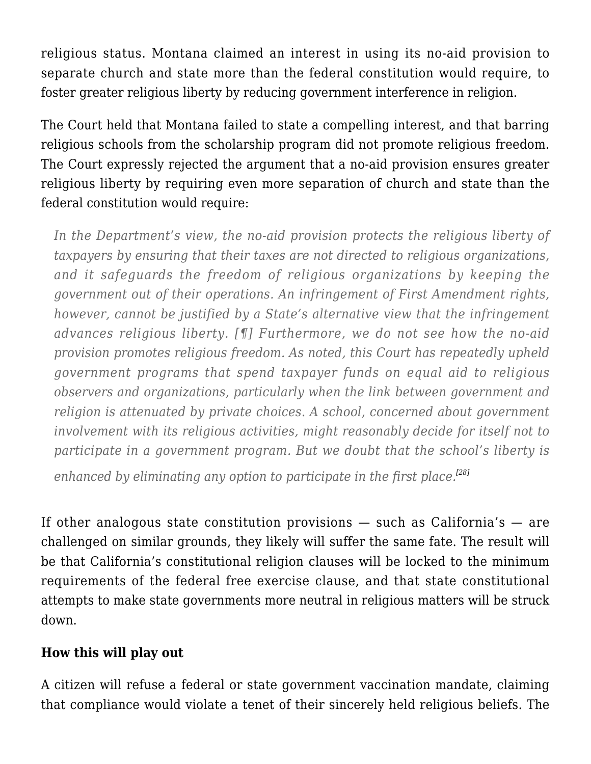religious status. Montana claimed an interest in using its no-aid provision to separate church and state more than the federal constitution would require, to foster greater religious liberty by reducing government interference in religion.

The Court held that Montana failed to state a compelling interest, and that barring religious schools from the scholarship program did not promote religious freedom. The Court expressly rejected the argument that a no-aid provision ensures greater religious liberty by requiring even more separation of church and state than the federal constitution would require:

> *In the Department's view, the no-aid provision protects the religious liberty of taxpayers by ensuring that their taxes are not directed to religious organizations, and it safeguards the freedom of religious organizations by keeping the government out of their operations. An infringement of First Amendment rights, however, cannot be justified by a State's alternative view that the infringement advances religious liberty. [¶] Furthermore, we do not see how the no-aid provision promotes religious freedom. As noted, this Court has repeatedly upheld government programs that spend taxpayer funds on equal aid to religious observers and organizations, particularly when the link between government and religion is attenuated by private choices. A school, concerned about government involvement with its religious activities, might reasonably decide for itself not to participate in a government program. But we doubt that the school's liberty is enhanced by eliminating any option to participate in the first place.*[28]

If other analogous state constitution provisions — such as California's — are challenged on similar grounds, they likely will suffer the same fate. The result will be that California's constitutional religion clauses will be locked to the minimum requirements of the federal free exercise clause, and that state constitutional attempts to make state governments more neutral in religious matters will be struck down.

**How this will play out**

A citizen will refuse a federal or state government vaccination mandate, claiming that compliance would violate a tenet of their sincerely held religious beliefs. The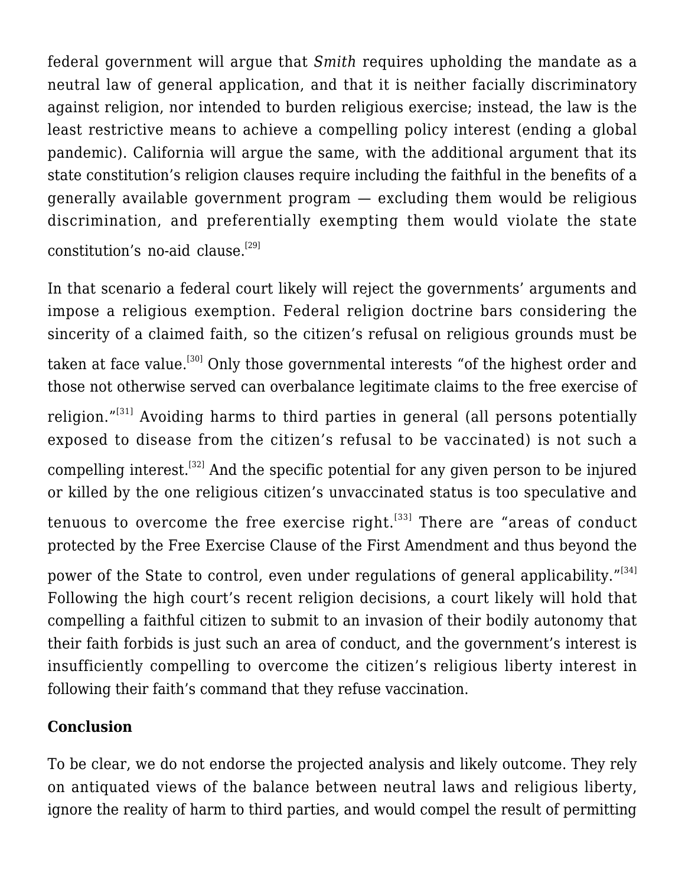federal government will argue that *Smith* requires upholding the mandate as a neutral law of general application, and that it is neither facially discriminatory against religion, nor intended to burden religious exercise; instead, the law is the least restrictive means to achieve a compelling policy interest (ending a global pandemic). California will argue the same, with the additional argument that its state constitution's religion clauses require including the faithful in the benefits of a generally available government program — excluding them would be religious discrimination, and preferentially exempting them would violate the state constitution's no-aid clause.[29]

In that scenario a federal court likely will reject the governments' arguments and impose a religious exemption. Federal religion doctrine bars considering the sincerity of a claimed faith, so the citizen's refusal on religious grounds must be taken at face value.[30] Only those governmental interests "of the highest order and those not otherwise served can overbalance legitimate claims to the free exercise of religion."[31] Avoiding harms to third parties in general (all persons potentially exposed to disease from the citizen's refusal to be vaccinated) is not such a compelling interest.[32] And the specific potential for any given person to be injured or killed by the one religious citizen's unvaccinated status is too speculative and tenuous to overcome the free exercise right.[33] There are "areas of conduct protected by the Free Exercise Clause of the First Amendment and thus beyond the power of the State to control, even under regulations of general applicability."[34] Following the high court's recent religion decisions, a court likely will hold that compelling a faithful citizen to submit to an invasion of their bodily autonomy that their faith forbids is just such an area of conduct, and the government's interest is insufficiently compelling to overcome the citizen's religious liberty interest in following their faith's command that they refuse vaccination.

**Conclusion**

To be clear, we do not endorse the projected analysis and likely outcome. They rely on antiquated views of the balance between neutral laws and religious liberty, ignore the reality of harm to third parties, and would compel the result of permitting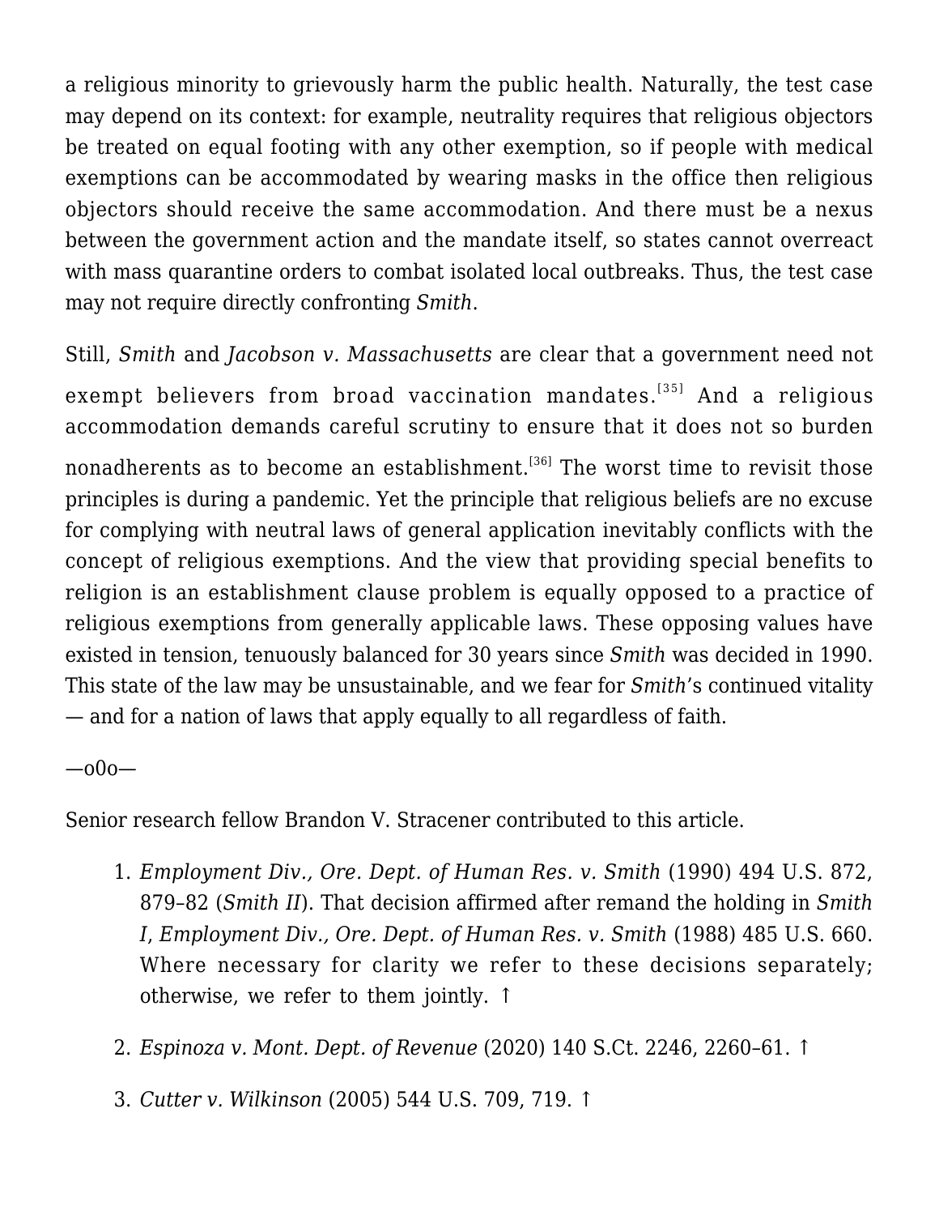a religious minority to grievously harm the public health. Naturally, the test case may depend on its context: for example, neutrality requires that religious objectors be treated on equal footing with any other exemption, so if people with medical exemptions can be accommodated by wearing masks in the office then religious objectors should receive the same accommodation. And there must be a nexus between the government action and the mandate itself, so states cannot overreact with mass quarantine orders to combat isolated local outbreaks. Thus, the test case may not require directly confronting *Smith*.

Still, *Smith* and *Jacobson v. Massachusetts* are clear that a government need not exempt believers from broad vaccination mandates.[35] And a religious accommodation demands careful scrutiny to ensure that it does not so burden nonadherents as to become an establishment.[36] The worst time to revisit those principles is during a pandemic. Yet the principle that religious beliefs are no excuse for complying with neutral laws of general application inevitably conflicts with the concept of religious exemptions. And the view that providing special benefits to religion is an establishment clause problem is equally opposed to a practice of religious exemptions from generally applicable laws. These opposing values have existed in tension, tenuously balanced for 30 years since *Smith* was decided in 1990. This state of the law may be unsustainable, and we fear for *Smith*'s continued vitality — and for a nation of laws that apply equally to all regardless of faith.

—o0o—

Senior research fellow Brandon V. Stracener contributed to this article.

1. *Employment Div., Ore. Dept. of Human Res. v. Smith* (1990) 494 U.S. 872, 879–82 (*Smith II*). That decision affirmed after remand the holding in *Smith I*, *Employment Div., Ore. Dept. of Human Res. v. Smith* (1988) 485 U.S. 660. Where necessary for clarity we refer to these decisions separately; otherwise, we refer to them jointly. ↑
2. *Espinoza v. Mont. Dept. of Revenue* (2020) 140 S.Ct. 2246, 2260–61. ↑
3. *Cutter v. Wilkinson* (2005) 544 U.S. 709, 719. ↑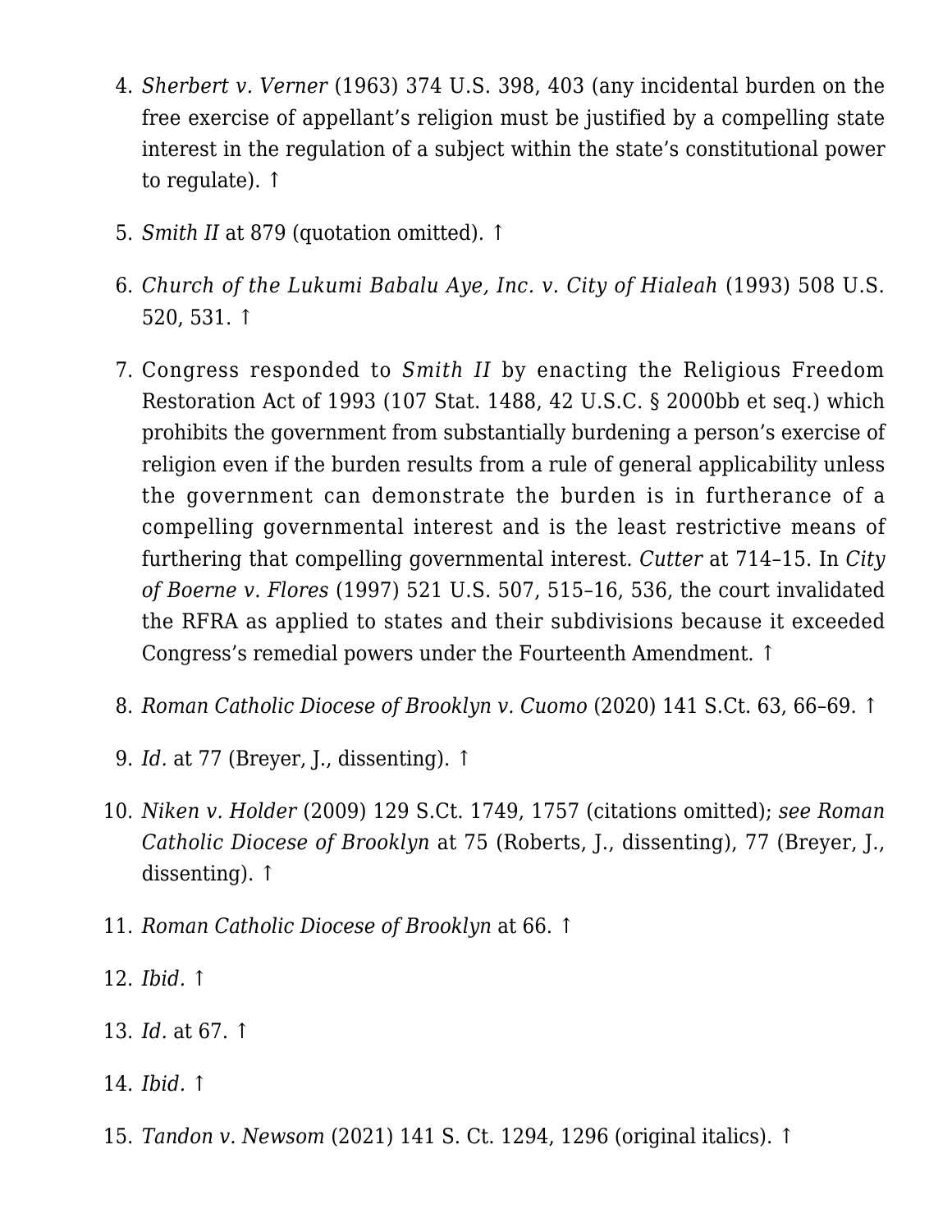4. *Sherbert v. Verner* (1963) 374 U.S. 398, 403 (any incidental burden on the free exercise of appellant's religion must be justified by a compelling state interest in the regulation of a subject within the state's constitutional power to regulate). ↑

5. *Smith II* at 879 (quotation omitted). ↑

6. *Church of the Lukumi Babalu Aye, Inc. v. City of Hialeah* (1993) 508 U.S. 520, 531. ↑

7. Congress responded to *Smith II* by enacting the Religious Freedom Restoration Act of 1993 (107 Stat. 1488, 42 U.S.C. § 2000bb et seq.) which prohibits the government from substantially burdening a person's exercise of religion even if the burden results from a rule of general applicability unless the government can demonstrate the burden is in furtherance of a compelling governmental interest and is the least restrictive means of furthering that compelling governmental interest. *Cutter* at 714–15. In *City of Boerne v. Flores* (1997) 521 U.S. 507, 515–16, 536, the court invalidated the RFRA as applied to states and their subdivisions because it exceeded Congress's remedial powers under the Fourteenth Amendment. ↑

8. *Roman Catholic Diocese of Brooklyn v. Cuomo* (2020) 141 S.Ct. 63, 66–69. ↑

9. *Id.* at 77 (Breyer, J., dissenting). ↑

10. *Niken v. Holder* (2009) 129 S.Ct. 1749, 1757 (citations omitted); *see Roman Catholic Diocese of Brooklyn* at 75 (Roberts, J., dissenting), 77 (Breyer, J., dissenting). ↑

11. *Roman Catholic Diocese of Brooklyn* at 66. ↑

12. *Ibid.* ↑

13. *Id.* at 67. ↑

14. *Ibid.* ↑

15. *Tandon v. Newsom* (2021) 141 S. Ct. 1294, 1296 (original italics). ↑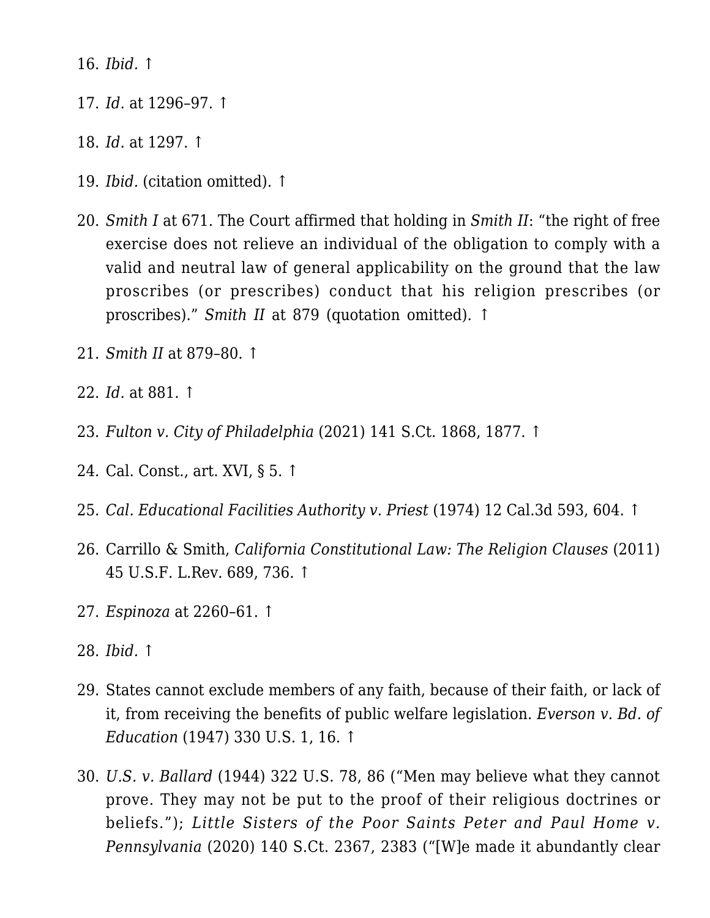16. *Ibid.* ↑

17. *Id.* at 1296–97. ↑

18. *Id.* at 1297. ↑

19. *Ibid.* (citation omitted). ↑

20. *Smith I* at 671. The Court affirmed that holding in *Smith II*: "the right of free exercise does not relieve an individual of the obligation to comply with a valid and neutral law of general applicability on the ground that the law proscribes (or prescribes) conduct that his religion prescribes (or proscribes)." *Smith II* at 879 (quotation omitted). ↑

21. *Smith II* at 879–80. ↑

22. *Id.* at 881. ↑

23. *Fulton v. City of Philadelphia* (2021) 141 S.Ct. 1868, 1877. ↑

24. Cal. Const., art. XVI, § 5. ↑

25. *Cal. Educational Facilities Authority v. Priest* (1974) 12 Cal.3d 593, 604. ↑

26. Carrillo & Smith, *California Constitutional Law: The Religion Clauses* (2011) 45 U.S.F. L.Rev. 689, 736. ↑

27. *Espinoza* at 2260–61. ↑

28. *Ibid.* ↑

29. States cannot exclude members of any faith, because of their faith, or lack of it, from receiving the benefits of public welfare legislation. *Everson v. Bd. of Education* (1947) 330 U.S. 1, 16. ↑

30. *U.S. v. Ballard* (1944) 322 U.S. 78, 86 ("Men may believe what they cannot prove. They may not be put to the proof of their religious doctrines or beliefs."); *Little Sisters of the Poor Saints Peter and Paul Home v. Pennsylvania* (2020) 140 S.Ct. 2367, 2383 ("[W]e made it abundantly clear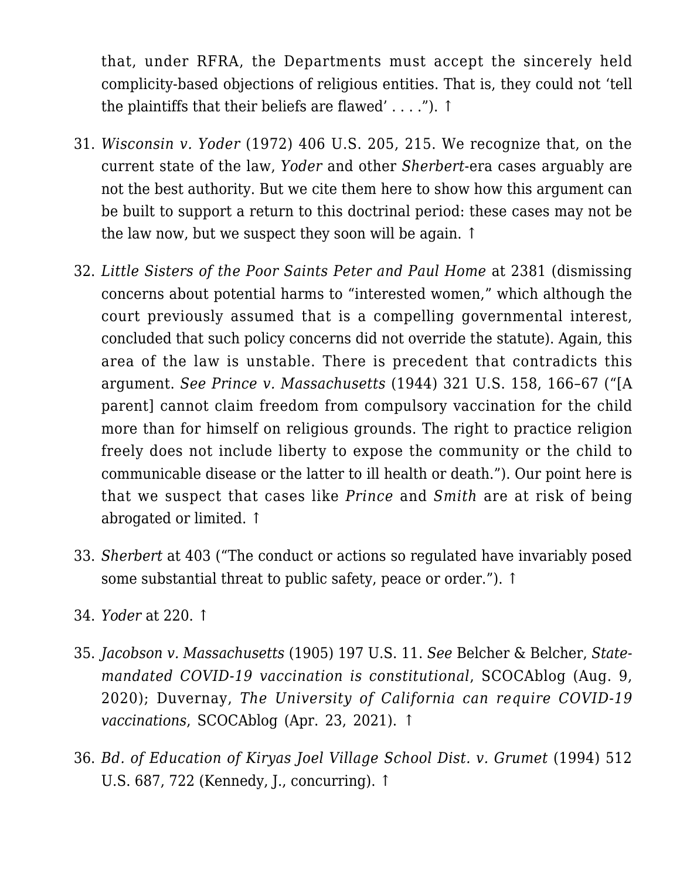that, under RFRA, the Departments must accept the sincerely held complicity-based objections of religious entities. That is, they could not 'tell the plaintiffs that their beliefs are flawed' . . . ."). ↑

31. *Wisconsin v. Yoder* (1972) 406 U.S. 205, 215. We recognize that, on the current state of the law, *Yoder* and other *Sherbert*-era cases arguably are not the best authority. But we cite them here to show how this argument can be built to support a return to this doctrinal period: these cases may not be the law now, but we suspect they soon will be again. ↑

32. *Little Sisters of the Poor Saints Peter and Paul Home* at 2381 (dismissing concerns about potential harms to "interested women," which although the court previously assumed that is a compelling governmental interest, concluded that such policy concerns did not override the statute). Again, this area of the law is unstable. There is precedent that contradicts this argument. *See Prince v. Massachusetts* (1944) 321 U.S. 158, 166–67 ("[A parent] cannot claim freedom from compulsory vaccination for the child more than for himself on religious grounds. The right to practice religion freely does not include liberty to expose the community or the child to communicable disease or the latter to ill health or death."). Our point here is that we suspect that cases like *Prince* and *Smith* are at risk of being abrogated or limited. ↑

33. *Sherbert* at 403 ("The conduct or actions so regulated have invariably posed some substantial threat to public safety, peace or order."). ↑

34. *Yoder* at 220. ↑

35. *Jacobson v. Massachusetts* (1905) 197 U.S. 11. *See* Belcher & Belcher, *State-mandated COVID-19 vaccination is constitutional*, SCOCAblog (Aug. 9, 2020); Duvernay, *The University of California can require COVID-19 vaccinations*, SCOCAblog (Apr. 23, 2021). ↑

36. *Bd. of Education of Kiryas Joel Village School Dist. v. Grumet* (1994) 512 U.S. 687, 722 (Kennedy, J., concurring). ↑